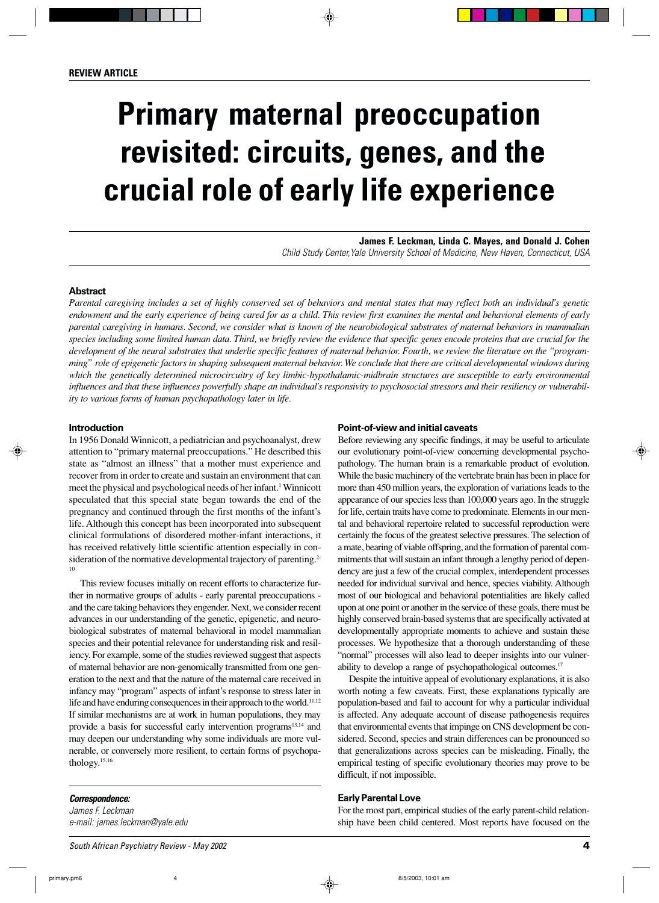REVIEW ARTICLE

# Primary maternal preoccupation revisited: circuits, genes, and the crucial role of early life experience

**James F. Leckman, Linda C. Mayes, and Donald J. Cohen**

*Child Study Center, Yale University School of Medicine, New Haven, Connecticut, USA*

## Abstract

*Parental caregiving includes a set of highly conserved set of behaviors and mental states that may reflect both an individual's genetic endowment and the early experience of being cared for as a child. This review first examines the mental and behavioral elements of early parental caregiving in humans. Second, we consider what is known of the neurobiological substrates of maternal behaviors in mammalian species including some limited human data. Third, we briefly review the evidence that specific genes encode proteins that are crucial for the development of the neural substrates that underlie specific features of maternal behavior. Fourth, we review the literature on the "programming" role of epigenetic factors in shaping subsequent maternal behavior. We conclude that there are critical developmental windows during which the genetically determined microcircuitry of key limbic-hypothalamic-midbrain structures are susceptible to early environmental influences and that these influences powerfully shape an individual's responsivity to psychosocial stressors and their resiliency or vulnerability to various forms of human psychopathology later in life.*

## Introduction

In 1956 Donald Winnicott, a pediatrician and psychoanalyst, drew attention to "primary maternal preoccupations." He described this state as "almost an illness" that a mother must experience and recover from in order to create and sustain an environment that can meet the physical and psychological needs of her infant.[1] Winnicott speculated that this special state began towards the end of the pregnancy and continued through the first months of the infant's life. Although this concept has been incorporated into subsequent clinical formulations of disordered mother-infant interactions, it has received relatively little scientific attention especially in consideration of the normative developmental trajectory of parenting.[2-10]

This review focuses initially on recent efforts to characterize further in normative groups of adults - early parental preoccupations - and the care taking behaviors they engender. Next, we consider recent advances in our understanding of the genetic, epigenetic, and neurobiological substrates of maternal behavioral in model mammalian species and their potential relevance for understanding risk and resiliency. For example, some of the studies reviewed suggest that aspects of maternal behavior are non-genomically transmitted from one generation to the next and that the nature of the maternal care received in infancy may "program" aspects of infant's response to stress later in life and have enduring consequences in their approach to the world.[11,12] If similar mechanisms are at work in human populations, they may provide a basis for successful early intervention programs[13,14] and may deepen our understanding why some individuals are more vulnerable, or conversely more resilient, to certain forms of psychopathology.[15,16]

***Correspondence:***
*James F. Leckman*
*e-mail: james.leckman@yale.edu*

## Point-of-view and initial caveats

Before reviewing any specific findings, it may be useful to articulate our evolutionary point-of-view concerning developmental psychopathology. The human brain is a remarkable product of evolution. While the basic machinery of the vertebrate brain has been in place for more than 450 million years, the exploration of variations leads to the appearance of our species less than 100,000 years ago. In the struggle for life, certain traits have come to predominate. Elements in our mental and behavioral repertoire related to successful reproduction were certainly the focus of the greatest selective pressures. The selection of a mate, bearing of viable offspring, and the formation of parental commitments that will sustain an infant through a lengthy period of dependency are just a few of the crucial complex, interdependent processes needed for individual survival and hence, species viability. Although most of our biological and behavioral potentialities are likely called upon at one point or another in the service of these goals, there must be highly conserved brain-based systems that are specifically activated at developmentally appropriate moments to achieve and sustain these processes. We hypothesize that a thorough understanding of these "normal" processes will also lead to deeper insights into our vulnerability to develop a range of psychopathological outcomes.[17]

Despite the intuitive appeal of evolutionary explanations, it is also worth noting a few caveats. First, these explanations typically are population-based and fail to account for why a particular individual is affected. Any adequate account of disease pathogenesis requires that environmental events that impinge on CNS development be considered. Second, species and strain differences can be pronounced so that generalizations across species can be misleading. Finally, the empirical testing of specific evolutionary theories may prove to be difficult, if not impossible.

## Early Parental Love

For the most part, empirical studies of the early parent-child relationship have been child centered. Most reports have focused on the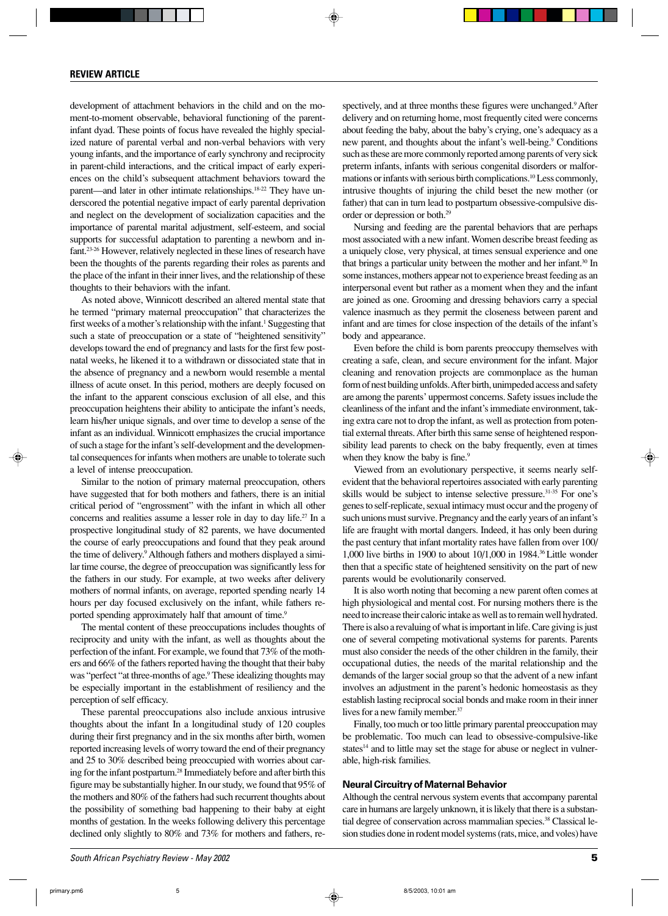development of attachment behaviors in the child and on the moment-to-moment observable, behavioral functioning of the parent-infant dyad. These points of focus have revealed the highly specialized nature of parental verbal and non-verbal behaviors with very young infants, and the importance of early synchrony and reciprocity in parent-child interactions, and the critical impact of early experiences on the child's subsequent attachment behaviors toward the parent—and later in other intimate relationships.[18-22] They have underscored the potential negative impact of early parental deprivation and neglect on the development of socialization capacities and the importance of parental marital adjustment, self-esteem, and social supports for successful adaptation to parenting a newborn and infant.[23-26] However, relatively neglected in these lines of research have been the thoughts of the parents regarding their roles as parents and the place of the infant in their inner lives, and the relationship of these thoughts to their behaviors with the infant.

As noted above, Winnicott described an altered mental state that he termed "primary maternal preoccupation" that characterizes the first weeks of a mother's relationship with the infant.[1] Suggesting that such a state of preoccupation or a state of "heightened sensitivity" develops toward the end of pregnancy and lasts for the first few postnatal weeks, he likened it to a withdrawn or dissociated state that in the absence of pregnancy and a newborn would resemble a mental illness of acute onset. In this period, mothers are deeply focused on the infant to the apparent conscious exclusion of all else, and this preoccupation heightens their ability to anticipate the infant's needs, learn his/her unique signals, and over time to develop a sense of the infant as an individual. Winnicott emphasizes the crucial importance of such a stage for the infant's self-development and the developmental consequences for infants when mothers are unable to tolerate such a level of intense preoccupation.

Similar to the notion of primary maternal preoccupation, others have suggested that for both mothers and fathers, there is an initial critical period of "engrossment" with the infant in which all other concerns and realities assume a lesser role in day to day life.[27] In a prospective longitudinal study of 82 parents, we have documented the course of early preoccupations and found that they peak around the time of delivery.[9] Although fathers and mothers displayed a similar time course, the degree of preoccupation was significantly less for the fathers in our study. For example, at two weeks after delivery mothers of normal infants, on average, reported spending nearly 14 hours per day focused exclusively on the infant, while fathers reported spending approximately half that amount of time.[9]

The mental content of these preoccupations includes thoughts of reciprocity and unity with the infant, as well as thoughts about the perfection of the infant. For example, we found that 73% of the mothers and 66% of the fathers reported having the thought that their baby was "perfect "at three-months of age.[9] These idealizing thoughts may be especially important in the establishment of resiliency and the perception of self efficacy.

These parental preoccupations also include anxious intrusive thoughts about the infant In a longitudinal study of 120 couples during their first pregnancy and in the six months after birth, women reported increasing levels of worry toward the end of their pregnancy and 25 to 30% described being preoccupied with worries about caring for the infant postpartum.[28] Immediately before and after birth this figure may be substantially higher. In our study, we found that 95% of the mothers and 80% of the fathers had such recurrent thoughts about the possibility of something bad happening to their baby at eight months of gestation. In the weeks following delivery this percentage declined only slightly to 80% and 73% for mothers and fathers, respectively, and at three months these figures were unchanged.[9] After delivery and on returning home, most frequently cited were concerns about feeding the baby, about the baby's crying, one's adequacy as a new parent, and thoughts about the infant's well-being.[9] Conditions such as these are more commonly reported among parents of very sick preterm infants, infants with serious congenital disorders or malformations or infants with serious birth complications.[10] Less commonly, intrusive thoughts of injuring the child beset the new mother (or father) that can in turn lead to postpartum obsessive-compulsive disorder or depression or both.[29]

Nursing and feeding are the parental behaviors that are perhaps most associated with a new infant. Women describe breast feeding as a uniquely close, very physical, at times sensual experience and one that brings a particular unity between the mother and her infant.[30] In some instances, mothers appear not to experience breast feeding as an interpersonal event but rather as a moment when they and the infant are joined as one. Grooming and dressing behaviors carry a special valence inasmuch as they permit the closeness between parent and infant and are times for close inspection of the details of the infant's body and appearance.

Even before the child is born parents preoccupy themselves with creating a safe, clean, and secure environment for the infant. Major cleaning and renovation projects are commonplace as the human form of nest building unfolds. After birth, unimpeded access and safety are among the parents' uppermost concerns. Safety issues include the cleanliness of the infant and the infant's immediate environment, taking extra care not to drop the infant, as well as protection from potential external threats. After birth this same sense of heightened responsibility lead parents to check on the baby frequently, even at times when they know the baby is fine.[9]

Viewed from an evolutionary perspective, it seems nearly self-evident that the behavioral repertoires associated with early parenting skills would be subject to intense selective pressure.[31-35] For one's genes to self-replicate, sexual intimacy must occur and the progeny of such unions must survive. Pregnancy and the early years of an infant's life are fraught with mortal dangers. Indeed, it has only been during the past century that infant mortality rates have fallen from over 100/1,000 live births in 1900 to about 10/1,000 in 1984.[36] Little wonder then that a specific state of heightened sensitivity on the part of new parents would be evolutionarily conserved.

It is also worth noting that becoming a new parent often comes at high physiological and mental cost. For nursing mothers there is the need to increase their caloric intake as well as to remain well hydrated. There is also a revaluing of what is important in life. Care giving is just one of several competing motivational systems for parents. Parents must also consider the needs of the other children in the family, their occupational duties, the needs of the marital relationship and the demands of the larger social group so that the advent of a new infant involves an adjustment in the parent's hedonic homeostasis as they establish lasting reciprocal social bonds and make room in their inner lives for a new family member.[37]

Finally, too much or too little primary parental preoccupation may be problematic. Too much can lead to obsessive-compulsive-like states[14] and to little may set the stage for abuse or neglect in vulnerable, high-risk families.

## Neural Circuitry of Maternal Behavior

Although the central nervous system events that accompany parental care in humans are largely unknown, it is likely that there is a substantial degree of conservation across mammalian species.[38] Classical lesion studies done in rodent model systems (rats, mice, and voles) have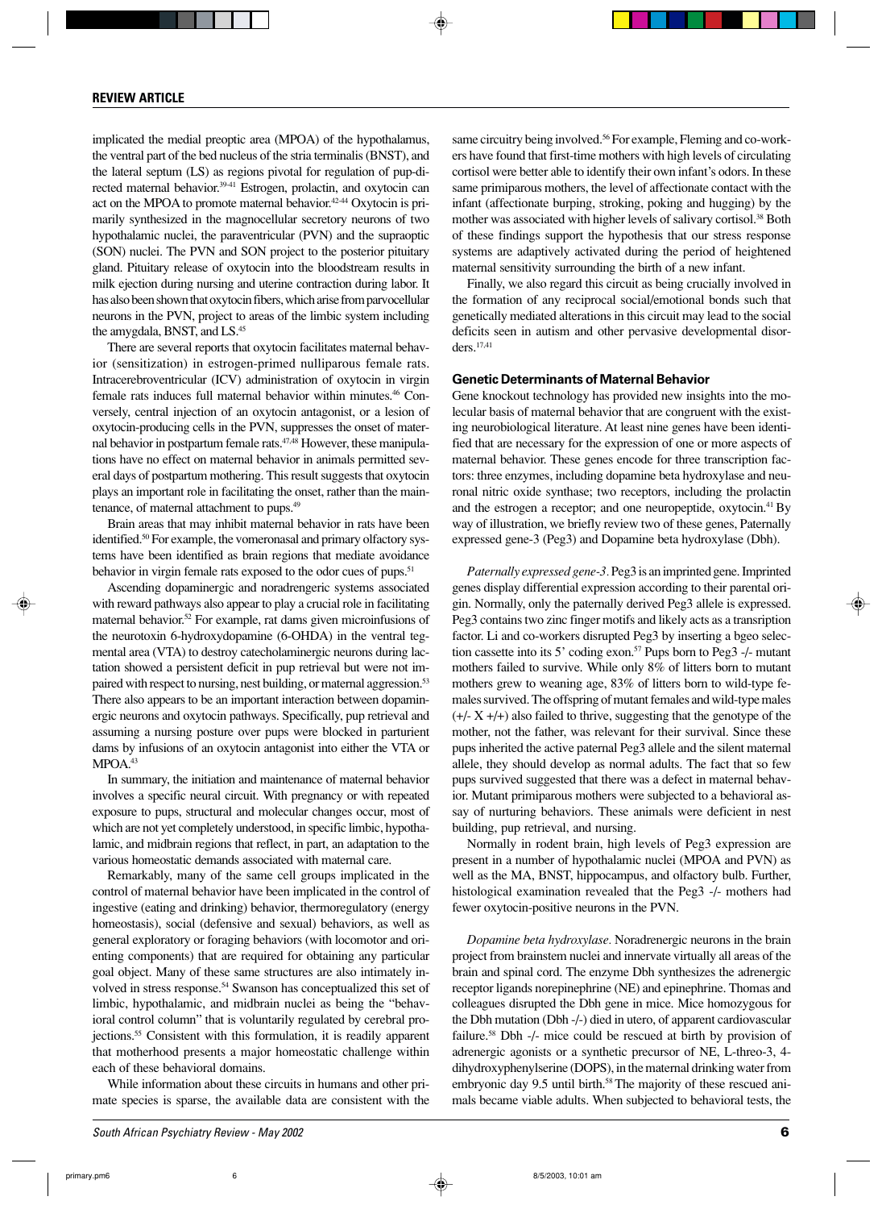implicated the medial preoptic area (MPOA) of the hypothalamus, the ventral part of the bed nucleus of the stria terminalis (BNST), and the lateral septum (LS) as regions pivotal for regulation of pup-directed maternal behavior.[39-41] Estrogen, prolactin, and oxytocin can act on the MPOA to promote maternal behavior.[42-44] Oxytocin is primarily synthesized in the magnocellular secretory neurons of two hypothalamic nuclei, the paraventricular (PVN) and the supraoptic (SON) nuclei. The PVN and SON project to the posterior pituitary gland. Pituitary release of oxytocin into the bloodstream results in milk ejection during nursing and uterine contraction during labor. It has also been shown that oxytocin fibers, which arise from parvocellular neurons in the PVN, project to areas of the limbic system including the amygdala, BNST, and LS.[45]

There are several reports that oxytocin facilitates maternal behavior (sensitization) in estrogen-primed nulliparous female rats. Intracerebroventricular (ICV) administration of oxytocin in virgin female rats induces full maternal behavior within minutes.[46] Conversely, central injection of an oxytocin antagonist, or a lesion of oxytocin-producing cells in the PVN, suppresses the onset of maternal behavior in postpartum female rats.[47,48] However, these manipulations have no effect on maternal behavior in animals permitted several days of postpartum mothering. This result suggests that oxytocin plays an important role in facilitating the onset, rather than the maintenance, of maternal attachment to pups.[49]

Brain areas that may inhibit maternal behavior in rats have been identified.[50] For example, the vomeronasal and primary olfactory systems have been identified as brain regions that mediate avoidance behavior in virgin female rats exposed to the odor cues of pups.[51]

Ascending dopaminergic and noradrengeric systems associated with reward pathways also appear to play a crucial role in facilitating maternal behavior.[52] For example, rat dams given microinfusions of the neurotoxin 6-hydroxydopamine (6-OHDA) in the ventral tegmental area (VTA) to destroy catecholaminergic neurons during lactation showed a persistent deficit in pup retrieval but were not impaired with respect to nursing, nest building, or maternal aggression.[53] There also appears to be an important interaction between dopaminergic neurons and oxytocin pathways. Specifically, pup retrieval and assuming a nursing posture over pups were blocked in parturient dams by infusions of an oxytocin antagonist into either the VTA or MPOA.[43]

In summary, the initiation and maintenance of maternal behavior involves a specific neural circuit. With pregnancy or with repeated exposure to pups, structural and molecular changes occur, most of which are not yet completely understood, in specific limbic, hypothalamic, and midbrain regions that reflect, in part, an adaptation to the various homeostatic demands associated with maternal care.

Remarkably, many of the same cell groups implicated in the control of maternal behavior have been implicated in the control of ingestive (eating and drinking) behavior, thermoregulatory (energy homeostasis), social (defensive and sexual) behaviors, as well as general exploratory or foraging behaviors (with locomotor and orienting components) that are required for obtaining any particular goal object. Many of these same structures are also intimately involved in stress response.[54] Swanson has conceptualized this set of limbic, hypothalamic, and midbrain nuclei as being the "behavioral control column" that is voluntarily regulated by cerebral projections.[55] Consistent with this formulation, it is readily apparent that motherhood presents a major homeostatic challenge within each of these behavioral domains.

While information about these circuits in humans and other primate species is sparse, the available data are consistent with the same circuitry being involved.[56] For example, Fleming and co-workers have found that first-time mothers with high levels of circulating cortisol were better able to identify their own infant's odors. In these same primiparous mothers, the level of affectionate contact with the infant (affectionate burping, stroking, poking and hugging) by the mother was associated with higher levels of salivary cortisol.[38] Both of these findings support the hypothesis that our stress response systems are adaptively activated during the period of heightened maternal sensitivity surrounding the birth of a new infant.

Finally, we also regard this circuit as being crucially involved in the formation of any reciprocal social/emotional bonds such that genetically mediated alterations in this circuit may lead to the social deficits seen in autism and other pervasive developmental disorders.[17,41]

### Genetic Determinants of Maternal Behavior

Gene knockout technology has provided new insights into the molecular basis of maternal behavior that are congruent with the existing neurobiological literature. At least nine genes have been identified that are necessary for the expression of one or more aspects of maternal behavior. These genes encode for three transcription factors: three enzymes, including dopamine beta hydroxylase and neuronal nitric oxide synthase; two receptors, including the prolactin and the estrogen a receptor; and one neuropeptide, oxytocin.[41] By way of illustration, we briefly review two of these genes, Paternally expressed gene-3 (Peg3) and Dopamine beta hydroxylase (Dbh).

*Paternally expressed gene-3*. Peg3 is an imprinted gene. Imprinted genes display differential expression according to their parental origin. Normally, only the paternally derived Peg3 allele is expressed. Peg3 contains two zinc finger motifs and likely acts as a transription factor. Li and co-workers disrupted Peg3 by inserting a bgeo selection cassette into its 5' coding exon.[57] Pups born to Peg3 -/- mutant mothers failed to survive. While only 8% of litters born to mutant mothers grew to weaning age, 83% of litters born to wild-type females survived. The offspring of mutant females and wild-type males (+/- X +/+) also failed to thrive, suggesting that the genotype of the mother, not the father, was relevant for their survival. Since these pups inherited the active paternal Peg3 allele and the silent maternal allele, they should develop as normal adults. The fact that so few pups survived suggested that there was a defect in maternal behavior. Mutant primiparous mothers were subjected to a behavioral assay of nurturing behaviors. These animals were deficient in nest building, pup retrieval, and nursing.

Normally in rodent brain, high levels of Peg3 expression are present in a number of hypothalamic nuclei (MPOA and PVN) as well as the MA, BNST, hippocampus, and olfactory bulb. Further, histological examination revealed that the Peg3 -/- mothers had fewer oxytocin-positive neurons in the PVN.

*Dopamine beta hydroxylase*. Noradrenergic neurons in the brain project from brainstem nuclei and innervate virtually all areas of the brain and spinal cord. The enzyme Dbh synthesizes the adrenergic receptor ligands norepinephrine (NE) and epinephrine. Thomas and colleagues disrupted the Dbh gene in mice. Mice homozygous for the Dbh mutation (Dbh -/-) died in utero, of apparent cardiovascular failure.[58] Dbh -/- mice could be rescued at birth by provision of adrenergic agonists or a synthetic precursor of NE, L-threo-3, 4-dihydroxyphenylserine (DOPS), in the maternal drinking water from embryonic day 9.5 until birth.[58] The majority of these rescued animals became viable adults. When subjected to behavioral tests, the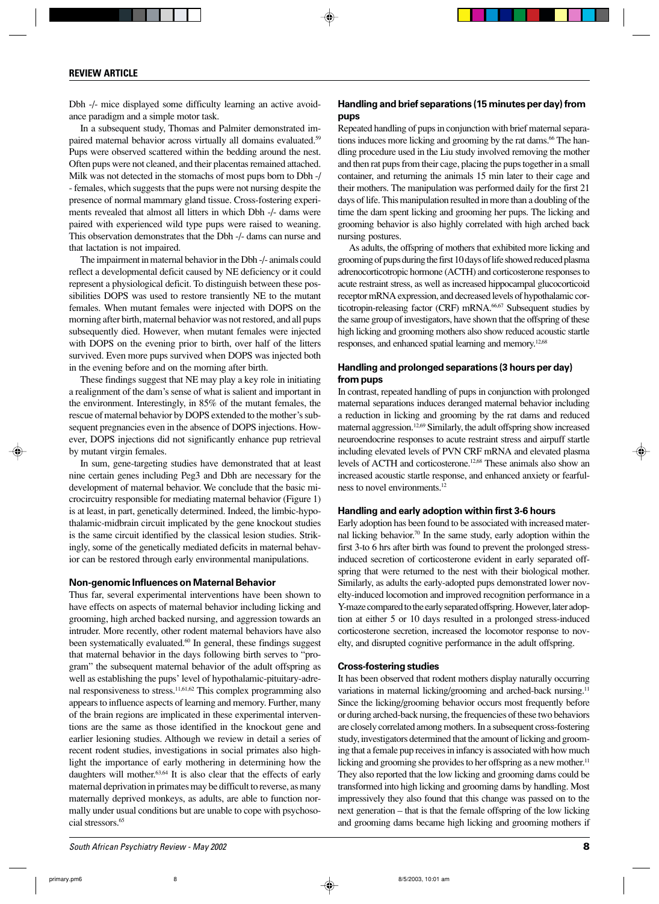Dbh -/- mice displayed some difficulty learning an active avoidance paradigm and a simple motor task.

In a subsequent study, Thomas and Palmiter demonstrated impaired maternal behavior across virtually all domains evaluated.[59] Pups were observed scattered within the bedding around the nest. Often pups were not cleaned, and their placentas remained attached. Milk was not detected in the stomachs of most pups born to Dbh -/- females, which suggests that the pups were not nursing despite the presence of normal mammary gland tissue. Cross-fostering experiments revealed that almost all litters in which Dbh -/- dams were paired with experienced wild type pups were raised to weaning. This observation demonstrates that the Dbh -/- dams can nurse and that lactation is not impaired.

The impairment in maternal behavior in the Dbh -/- animals could reflect a developmental deficit caused by NE deficiency or it could represent a physiological deficit. To distinguish between these possibilities DOPS was used to restore transiently NE to the mutant females. When mutant females were injected with DOPS on the morning after birth, maternal behavior was not restored, and all pups subsequently died. However, when mutant females were injected with DOPS on the evening prior to birth, over half of the litters survived. Even more pups survived when DOPS was injected both in the evening before and on the morning after birth.

These findings suggest that NE may play a key role in initiating a realignment of the dam's sense of what is salient and important in the environment. Interestingly, in 85% of the mutant females, the rescue of maternal behavior by DOPS extended to the mother's subsequent pregnancies even in the absence of DOPS injections. However, DOPS injections did not significantly enhance pup retrieval by mutant virgin females.

In sum, gene-targeting studies have demonstrated that at least nine certain genes including Peg3 and Dbh are necessary for the development of maternal behavior. We conclude that the basic microcircuitry responsible for mediating maternal behavior (Figure 1) is at least, in part, genetically determined. Indeed, the limbic-hypothalamic-midbrain circuit implicated by the gene knockout studies is the same circuit identified by the classical lesion studies. Strikingly, some of the genetically mediated deficits in maternal behavior can be restored through early environmental manipulations.

### Non-genomic Influences on Maternal Behavior

Thus far, several experimental interventions have been shown to have effects on aspects of maternal behavior including licking and grooming, high arched backed nursing, and aggression towards an intruder. More recently, other rodent maternal behaviors have also been systematically evaluated.[60] In general, these findings suggest that maternal behavior in the days following birth serves to "program" the subsequent maternal behavior of the adult offspring as well as establishing the pups' level of hypothalamic-pituitary-adrenal responsiveness to stress.[11,61,62] This complex programming also appears to influence aspects of learning and memory. Further, many of the brain regions are implicated in these experimental interventions are the same as those identified in the knockout gene and earlier lesioning studies. Although we review in detail a series of recent rodent studies, investigations in social primates also highlight the importance of early mothering in determining how the daughters will mother.[63,64] It is also clear that the effects of early maternal deprivation in primates may be difficult to reverse, as many maternally deprived monkeys, as adults, are able to function normally under usual conditions but are unable to cope with psychosocial stressors.[65]

### Handling and brief separations (15 minutes per day) from pups

Repeated handling of pups in conjunction with brief maternal separations induces more licking and grooming by the rat dams.[66] The handling procedure used in the Liu study involved removing the mother and then rat pups from their cage, placing the pups together in a small container, and returning the animals 15 min later to their cage and their mothers. The manipulation was performed daily for the first 21 days of life. This manipulation resulted in more than a doubling of the time the dam spent licking and grooming her pups. The licking and grooming behavior is also highly correlated with high arched back nursing postures.

As adults, the offspring of mothers that exhibited more licking and grooming of pups during the first 10 days of life showed reduced plasma adrenocorticotropic hormone (ACTH) and corticosterone responses to acute restraint stress, as well as increased hippocampal glucocorticoid receptor mRNA expression, and decreased levels of hypothalamic corticotropin-releasing factor (CRF) mRNA.[66,67] Subsequent studies by the same group of investigators, have shown that the offspring of these high licking and grooming mothers also show reduced acoustic startle responses, and enhanced spatial learning and memory.[12,68]

### Handling and prolonged separations (3 hours per day) from pups

In contrast, repeated handling of pups in conjunction with prolonged maternal separations induces deranged maternal behavior including a reduction in licking and grooming by the rat dams and reduced maternal aggression.[12,69] Similarly, the adult offspring show increased neuroendocrine responses to acute restraint stress and airpuff startle including elevated levels of PVN CRF mRNA and elevated plasma levels of ACTH and corticosterone.[12,68] These animals also show an increased acoustic startle response, and enhanced anxiety or fearfulness to novel environments.[12]

### Handling and early adoption within first 3-6 hours

Early adoption has been found to be associated with increased maternal licking behavior.[70] In the same study, early adoption within the first 3-to 6 hrs after birth was found to prevent the prolonged stress-induced secretion of corticosterone evident in early separated offspring that were returned to the nest with their biological mother. Similarly, as adults the early-adopted pups demonstrated lower novelty-induced locomotion and improved recognition performance in a Y-maze compared to the early separated offspring. However, later adoption at either 5 or 10 days resulted in a prolonged stress-induced corticosterone secretion, increased the locomotor response to novelty, and disrupted cognitive performance in the adult offspring.

### Cross-fostering studies

It has been observed that rodent mothers display naturally occurring variations in maternal licking/grooming and arched-back nursing.[11] Since the licking/grooming behavior occurs most frequently before or during arched-back nursing, the frequencies of these two behaviors are closely correlated among mothers. In a subsequent cross-fostering study, investigators determined that the amount of licking and grooming that a female pup receives in infancy is associated with how much licking and grooming she provides to her offspring as a new mother.[11] They also reported that the low licking and grooming dams could be transformed into high licking and grooming dams by handling. Most impressively they also found that this change was passed on to the next generation – that is that the female offspring of the low licking and grooming dams became high licking and grooming mothers if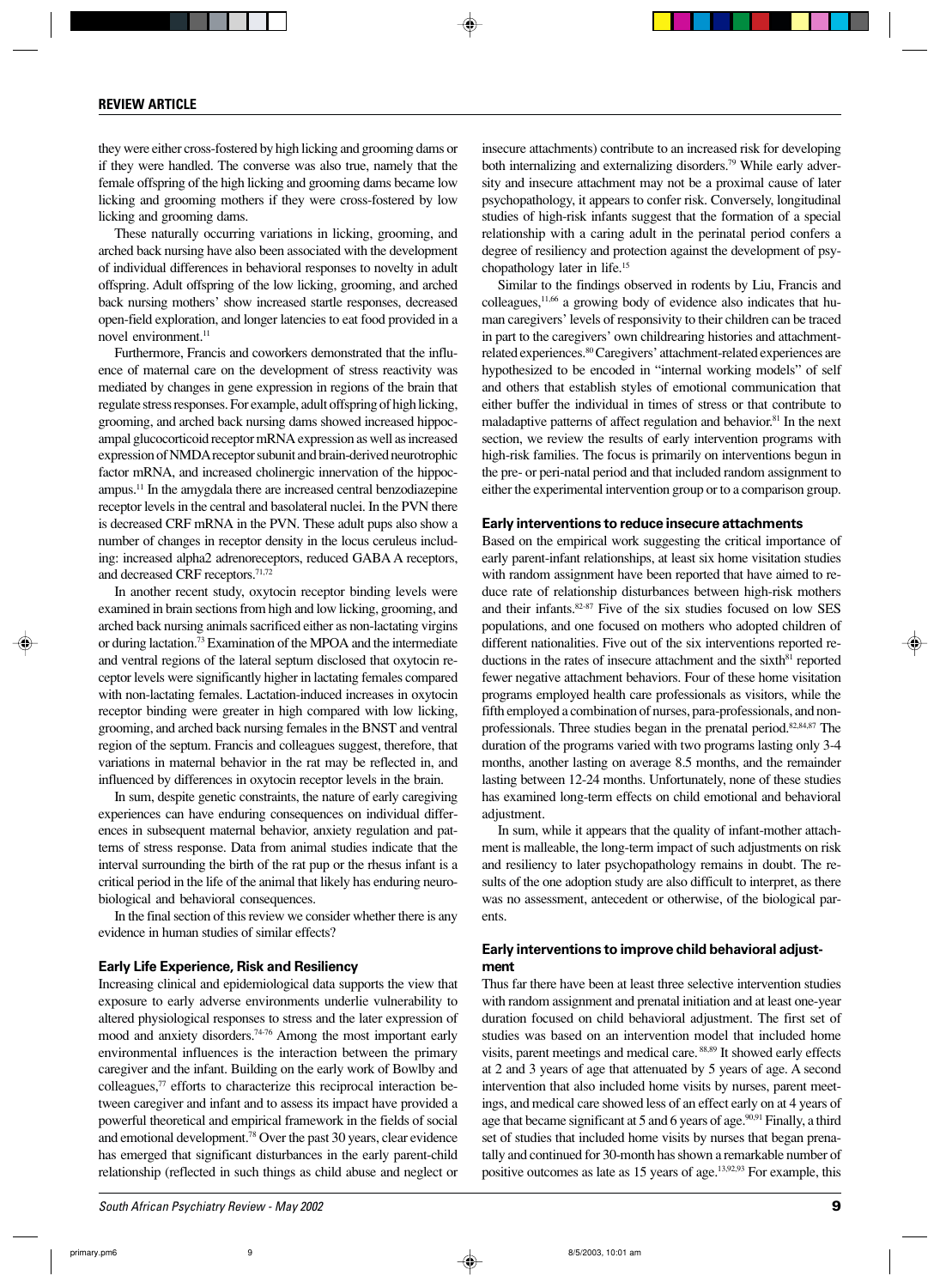they were either cross-fostered by high licking and grooming dams or if they were handled. The converse was also true, namely that the female offspring of the high licking and grooming dams became low licking and grooming mothers if they were cross-fostered by low licking and grooming dams.

These naturally occurring variations in licking, grooming, and arched back nursing have also been associated with the development of individual differences in behavioral responses to novelty in adult offspring. Adult offspring of the low licking, grooming, and arched back nursing mothers' show increased startle responses, decreased open-field exploration, and longer latencies to eat food provided in a novel environment.[11]

Furthermore, Francis and coworkers demonstrated that the influence of maternal care on the development of stress reactivity was mediated by changes in gene expression in regions of the brain that regulate stress responses. For example, adult offspring of high licking, grooming, and arched back nursing dams showed increased hippocampal glucocorticoid receptor mRNA expression as well as increased expression of NMDA receptor subunit and brain-derived neurotrophic factor mRNA, and increased cholinergic innervation of the hippocampus.[11] In the amygdala there are increased central benzodiazepine receptor levels in the central and basolateral nuclei. In the PVN there is decreased CRF mRNA in the PVN. These adult pups also show a number of changes in receptor density in the locus ceruleus including: increased alpha2 adrenoreceptors, reduced GABA A receptors, and decreased CRF receptors.[71,72]

In another recent study, oxytocin receptor binding levels were examined in brain sections from high and low licking, grooming, and arched back nursing animals sacrificed either as non-lactating virgins or during lactation.[73] Examination of the MPOA and the intermediate and ventral regions of the lateral septum disclosed that oxytocin receptor levels were significantly higher in lactating females compared with non-lactating females. Lactation-induced increases in oxytocin receptor binding were greater in high compared with low licking, grooming, and arched back nursing females in the BNST and ventral region of the septum. Francis and colleagues suggest, therefore, that variations in maternal behavior in the rat may be reflected in, and influenced by differences in oxytocin receptor levels in the brain.

In sum, despite genetic constraints, the nature of early caregiving experiences can have enduring consequences on individual differences in subsequent maternal behavior, anxiety regulation and patterns of stress response. Data from animal studies indicate that the interval surrounding the birth of the rat pup or the rhesus infant is a critical period in the life of the animal that likely has enduring neurobiological and behavioral consequences.

In the final section of this review we consider whether there is any evidence in human studies of similar effects?

### Early Life Experience, Risk and Resiliency

Increasing clinical and epidemiological data supports the view that exposure to early adverse environments underlie vulnerability to altered physiological responses to stress and the later expression of mood and anxiety disorders.[74-76] Among the most important early environmental influences is the interaction between the primary caregiver and the infant. Building on the early work of Bowlby and colleagues,[77] efforts to characterize this reciprocal interaction between caregiver and infant and to assess its impact have provided a powerful theoretical and empirical framework in the fields of social and emotional development.[78] Over the past 30 years, clear evidence has emerged that significant disturbances in the early parent-child relationship (reflected in such things as child abuse and neglect or insecure attachments) contribute to an increased risk for developing both internalizing and externalizing disorders.[79] While early adversity and insecure attachment may not be a proximal cause of later psychopathology, it appears to confer risk. Conversely, longitudinal studies of high-risk infants suggest that the formation of a special relationship with a caring adult in the perinatal period confers a degree of resiliency and protection against the development of psychopathology later in life.[15]

Similar to the findings observed in rodents by Liu, Francis and colleagues,[11,66] a growing body of evidence also indicates that human caregivers' levels of responsivity to their children can be traced in part to the caregivers' own childrearing histories and attachment-related experiences.[80] Caregivers' attachment-related experiences are hypothesized to be encoded in "internal working models" of self and others that establish styles of emotional communication that either buffer the individual in times of stress or that contribute to maladaptive patterns of affect regulation and behavior.[81] In the next section, we review the results of early intervention programs with high-risk families. The focus is primarily on interventions begun in the pre- or peri-natal period and that included random assignment to either the experimental intervention group or to a comparison group.

#### Early interventions to reduce insecure attachments

Based on the empirical work suggesting the critical importance of early parent-infant relationships, at least six home visitation studies with random assignment have been reported that have aimed to reduce rate of relationship disturbances between high-risk mothers and their infants.[82-87] Five of the six studies focused on low SES populations, and one focused on mothers who adopted children of different nationalities. Five out of the six interventions reported reductions in the rates of insecure attachment and the sixth[81] reported fewer negative attachment behaviors. Four of these home visitation programs employed health care professionals as visitors, while the fifth employed a combination of nurses, para-professionals, and non-professionals. Three studies began in the prenatal period.[82,84,87] The duration of the programs varied with two programs lasting only 3-4 months, another lasting on average 8.5 months, and the remainder lasting between 12-24 months. Unfortunately, none of these studies has examined long-term effects on child emotional and behavioral adjustment.

In sum, while it appears that the quality of infant-mother attachment is malleable, the long-term impact of such adjustments on risk and resiliency to later psychopathology remains in doubt. The results of the one adoption study are also difficult to interpret, as there was no assessment, antecedent or otherwise, of the biological parents.

#### Early interventions to improve child behavioral adjustment

Thus far there have been at least three selective intervention studies with random assignment and prenatal initiation and at least one-year duration focused on child behavioral adjustment. The first set of studies was based on an intervention model that included home visits, parent meetings and medical care.[88,89] It showed early effects at 2 and 3 years of age that attenuated by 5 years of age. A second intervention that also included home visits by nurses, parent meetings, and medical care showed less of an effect early on at 4 years of age that became significant at 5 and 6 years of age.[90,91] Finally, a third set of studies that included home visits by nurses that began prenatally and continued for 30-month has shown a remarkable number of positive outcomes as late as 15 years of age.[13,92,93] For example, this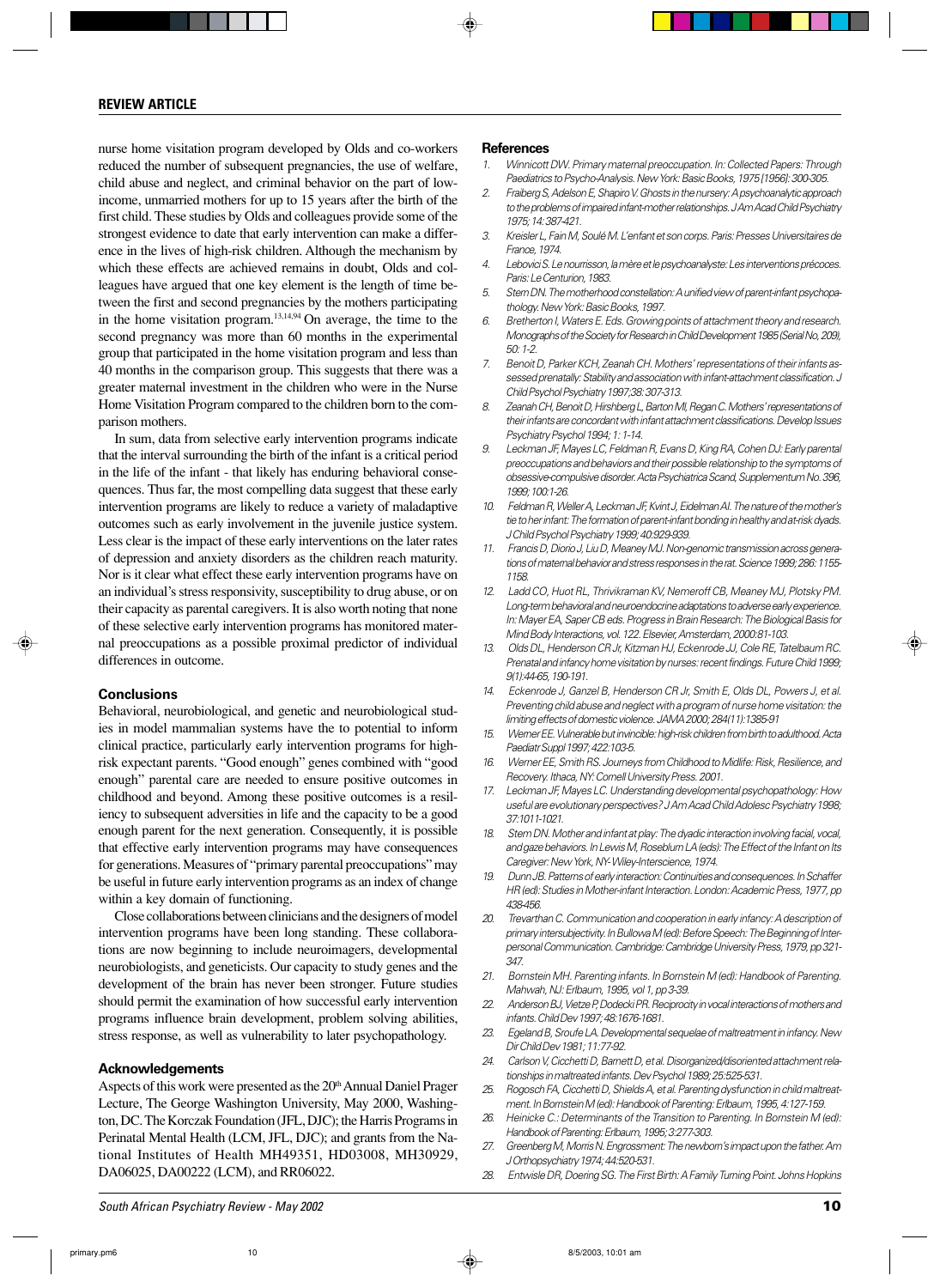nurse home visitation program developed by Olds and co-workers reduced the number of subsequent pregnancies, the use of welfare, child abuse and neglect, and criminal behavior on the part of low-income, unmarried mothers for up to 15 years after the birth of the first child. These studies by Olds and colleagues provide some of the strongest evidence to date that early intervention can make a difference in the lives of high-risk children. Although the mechanism by which these effects are achieved remains in doubt, Olds and colleagues have argued that one key element is the length of time between the first and second pregnancies by the mothers participating in the home visitation program.[13,14,94] On average, the time to the second pregnancy was more than 60 months in the experimental group that participated in the home visitation program and less than 40 months in the comparison group. This suggests that there was a greater maternal investment in the children who were in the Nurse Home Visitation Program compared to the children born to the comparison mothers.

In sum, data from selective early intervention programs indicate that the interval surrounding the birth of the infant is a critical period in the life of the infant - that likely has enduring behavioral consequences. Thus far, the most compelling data suggest that these early intervention programs are likely to reduce a variety of maladaptive outcomes such as early involvement in the juvenile justice system. Less clear is the impact of these early interventions on the later rates of depression and anxiety disorders as the children reach maturity. Nor is it clear what effect these early intervention programs have on an individual's stress responsivity, susceptibility to drug abuse, or on their capacity as parental caregivers. It is also worth noting that none of these selective early intervention programs has monitored maternal preoccupations as a possible proximal predictor of individual differences in outcome.

## Conclusions

Behavioral, neurobiological, and genetic and neurobiological studies in model mammalian systems have the to potential to inform clinical practice, particularly early intervention programs for high-risk expectant parents. "Good enough" genes combined with "good enough" parental care are needed to ensure positive outcomes in childhood and beyond. Among these positive outcomes is a resiliency to subsequent adversities in life and the capacity to be a good enough parent for the next generation. Consequently, it is possible that effective early intervention programs may have consequences for generations. Measures of "primary parental preoccupations" may be useful in future early intervention programs as an index of change within a key domain of functioning.

Close collaborations between clinicians and the designers of model intervention programs have been long standing. These collaborations are now beginning to include neuroimagers, developmental neurobiologists, and geneticists. Our capacity to study genes and the development of the brain has never been stronger. Future studies should permit the examination of how successful early intervention programs influence brain development, problem solving abilities, stress response, as well as vulnerability to later psychopathology.

## Acknowledgements

Aspects of this work were presented as the 20th Annual Daniel Prager Lecture, The George Washington University, May 2000, Washington, DC. The Korczak Foundation (JFL, DJC); the Harris Programs in Perinatal Mental Health (LCM, JFL, DJC); and grants from the National Institutes of Health MH49351, HD03008, MH30929, DA06025, DA00222 (LCM), and RR06022.

## References

1. *Winnicott DW. Primary maternal preoccupation. In: Collected Papers: Through Paediatrics to Psycho-Analysis. New York: Basic Books, 1975 [1956]: 300-305.*
2. *Fraiberg S, Adelson E, Shapiro V. Ghosts in the nursery: A psychoanalytic approach to the problems of impaired infant-mother relationships. J Am Acad Child Psychiatry 1975; 14: 387-421.*
3. *Kreisler L, Fain M, Soulé M. L'enfant et son corps. Paris: Presses Universitaires de France, 1974.*
4. *Lebovici S. Le nourrisson, la mère et le psychoanalyste: Les interventions précoces. Paris: Le Centurion, 1983.*
5. *Stern DN. The motherhood constellation: A unified view of parent-infant psychopathology. New York: Basic Books, 1997.*
6. *Bretherton I, Waters E. Eds. Growing points of attachment theory and research. Monographs of the Society for Research in Child Development 1985 (Serial No, 209), 50: 1-2.*
7. *Benoit D, Parker KCH, Zeanah CH. Mothers' representations of their infants assessed prenatally: Stability and association with infant-attachment classification. J Child Psychol Psychiatry 1997;38: 307-313.*
8. *Zeanah CH, Benoit D, Hirshberg L, Barton MI, Regan C. Mothers' representations of their infants are concordant with infant attachment classifications. Develop Issues Psychiatry Psychol 1994; 1: 1-14.*
9. *Leckman JF, Mayes LC, Feldman R, Evans D, King RA, Cohen DJ: Early parental preoccupations and behaviors and their possible relationship to the symptoms of obsessive-compulsive disorder. Acta Psychiatrica Scand, Supplementum No. 396, 1999; 100:1-26.*
10. *Feldman R, Weller A, Leckman JF, Kvint J, Eidelman AI. The nature of the mother's tie to her infant: The formation of parent-infant bonding in healthy and at-risk dyads. J Child Psychol Psychiatry 1999; 40:929-939.*
11. *Francis D, Diorio J, Liu D, Meaney MJ. Non-genomic transmission across generations of maternal behavior and stress responses in the rat. Science 1999; 286: 1155-1158.*
12. *Ladd CO, Huot RL, Thrivikraman KV, Nemeroff CB, Meaney MJ, Plotsky PM. Long-term behavioral and neuroendocrine adaptations to adverse early experience. In: Mayer EA, Saper CB eds. Progress in Brain Research: The Biological Basis for Mind Body Interactions, vol. 122. Elsevier, Amsterdam, 2000:81-103.*
13. *Olds DL, Henderson CR Jr, Kitzman HJ, Eckenrode JJ, Cole RE, Tatelbaum RC. Prenatal and infancy home visitation by nurses: recent findings. Future Child 1999; 9(1):44-65, 190-191.*
14. *Eckenrode J, Ganzel B, Henderson CR Jr, Smith E, Olds DL, Powers J, et al. Preventing child abuse and neglect with a program of nurse home visitation: the limiting effects of domestic violence. JAMA 2000; 284(11):1385-91*
15. *Werner EE. Vulnerable but invincible: high-risk children from birth to adulthood. Acta Paediatr Suppl 1997; 422:103-5.*
16. *Werner EE, Smith RS. Journeys from Childhood to Midlife: Risk, Resilience, and Recovery. Ithaca, NY: Cornell University Press. 2001.*
17. *Leckman JF, Mayes LC. Understanding developmental psychopathology: How useful are evolutionary perspectives? J Am Acad Child Adolesc Psychiatry 1998; 37:1011-1021.*
18. *Stern DN. Mother and infant at play: The dyadic interaction involving facial, vocal, and gaze behaviors. In Lewis M, Roseblum LA (eds): The Effect of the Infant on Its Caregiver: New York, NY-Wiley-Interscience, 1974.*
19. *Dunn JB. Patterns of early interaction: Continuities and consequences. In Schaffer HR (ed): Studies in Mother-infant Interaction. London: Academic Press, 1977, pp 438-456.*
20. *Trevarthan C. Communication and cooperation in early infancy: A description of primary intersubjectivity. In Bullowa M (ed): Before Speech: The Beginning of Interpersonal Communication. Cambridge: Cambridge University Press, 1979, pp 321-347.*
21. *Bornstein MH. Parenting infants. In Bornstein M (ed): Handbook of Parenting. Mahwah, NJ: Erlbaum, 1995, vol 1, pp 3-39.*
22. *Anderson BJ, Vietze P, Dodecki PR. Reciprocity in vocal interactions of mothers and infants. Child Dev 1997; 48:1676-1681.*
23. *Egeland B, Sroufe LA. Developmental sequelae of maltreatment in infancy. New Dir Child Dev 1981; 11:77-92.*
24. *Carlson V, Cicchetti D, Barnett D, et al. Disorganized/disoriented attachment relationships in maltreated infants. Dev Psychol 1989; 25:525-531.*
25. *Rogosch FA, Cicchetti D, Shields A, et al. Parenting dysfunction in child maltreatment. In Bornstein M (ed): Handbook of Parenting: Erlbaum, 1995, 4:127-159.*
26. *Heinicke C.: Determinants of the Transition to Parenting. In Bornstein M (ed): Handbook of Parenting: Erlbaum, 1995; 3:277-303.*
27. *Greenberg M, Morris N. Engrossment: The newborn's impact upon the father. Am J Orthopsychiatry 1974; 44:520-531.*
28. *Entwisle DR, Doering SG. The First Birth: A Family Turning Point. Johns Hopkins*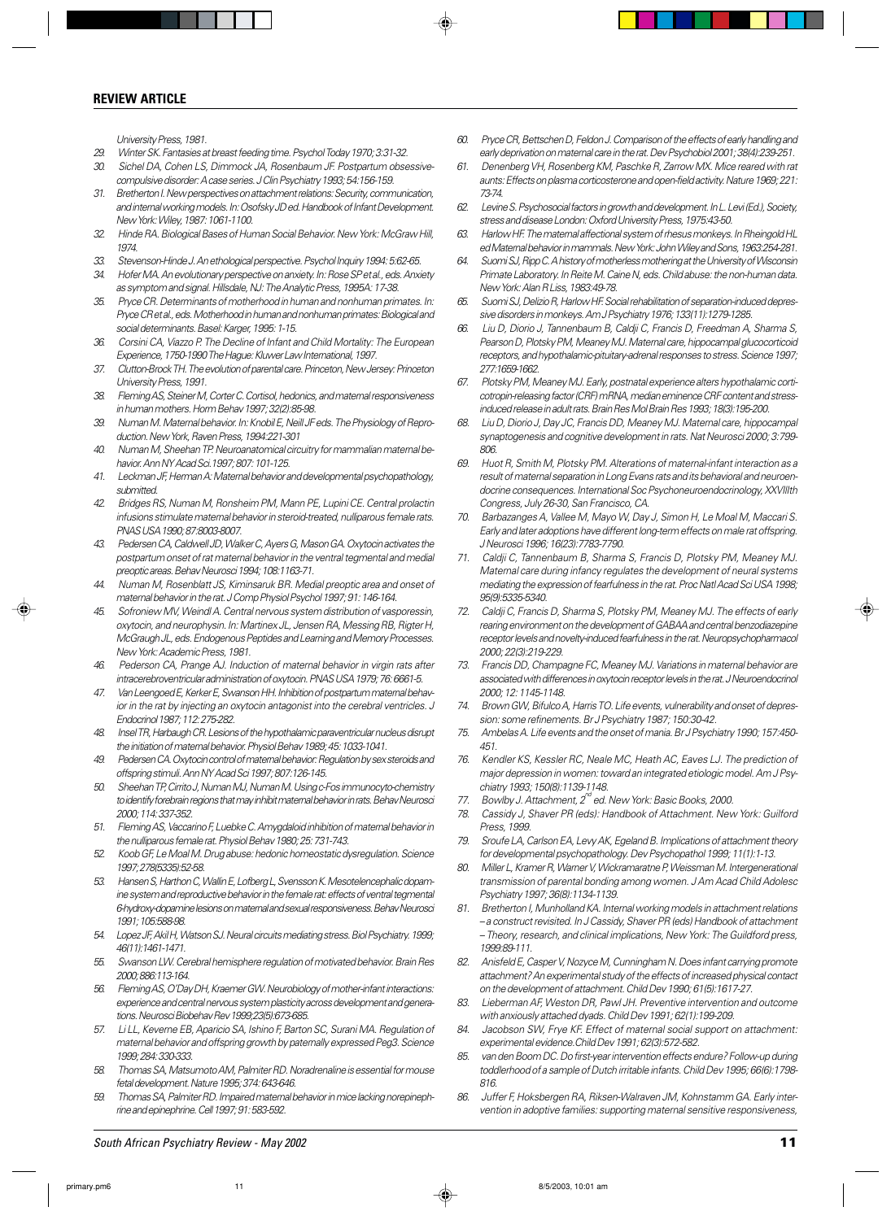University Press, 1981.

29. Winter SK. Fantasies at breast feeding time. Psychol Today 1970; 3:31-32.
30. Sichel DA, Cohen LS, Dimmock JA, Rosenbaum JF. Postpartum obsessive-compulsive disorder: A case series. J Clin Psychiatry 1993; 54:156-159.
31. Bretherton I. New perspectives on attachment relations: Security, communication, and internal working models. In: Osofsky JD ed. Handbook of Infant Development. New York: Wiley, 1987: 1061-1100.
32. Hinde RA. Biological Bases of Human Social Behavior. New York: McGraw Hill, 1974.
33. Stevenson-Hinde J. An ethological perspective. Psychol Inquiry 1994: 5:62-65.
34. Hofer MA. An evolutionary perspective on anxiety. In: Rose SP et al., eds. Anxiety as symptom and signal. Hillsdale, NJ: The Analytic Press, 1995A: 17-38.
35. Pryce CR. Determinants of motherhood in human and nonhuman primates. In: Pryce CR et al., eds. Motherhood in human and nonhuman primates: Biological and social determinants. Basel: Karger, 1995: 1-15.
36. Corsini CA, Viazzo P. The Decline of Infant and Child Mortality: The European Experience, 1750-1990 The Hague: Kluwer Law International, 1997.
37. Clutton-Brock TH. The evolution of parental care. Princeton, New Jersey: Princeton University Press, 1991.
38. Fleming AS, Steiner M, Corter C. Cortisol, hedonics, and maternal responsiveness in human mothers. Horm Behav 1997; 32(2):85-98.
39. Numan M. Maternal behavior. In: Knobil E, Neill JF eds. The Physiology of Reproduction. New York, Raven Press, 1994:221-301
40. Numan M, Sheehan TP. Neuroanatomical circuitry for mammalian maternal behavior. Ann NY Acad Sci.1997; 807: 101-125.
41. Leckman JF, Herman A: Maternal behavior and developmental psychopathology, submitted.
42. Bridges RS, Numan M, Ronsheim PM, Mann PE, Lupini CE. Central prolactin infusions stimulate maternal behavior in steroid-treated, nulliparous female rats. PNAS USA 1990; 87:8003-8007.
43. Pedersen CA, Caldwell JD, Walker C, Ayers G, Mason GA. Oxytocin activates the postpartum onset of rat maternal behavior in the ventral tegmental and medial preoptic areas. Behav Neurosci 1994; 108:1163-71.
44. Numan M, Rosenblatt JS, Kiminsaruk BR. Medial preoptic area and onset of maternal behavior in the rat. J Comp Physiol Psychol 1997; 91: 146-164.
45. Sofroniew MV, Weindl A. Central nervous system distribution of vasopressin, oxytocin, and neurophysin. In: Martinex JL, Jensen RA, Messing RB, Rigter H, McGraugh JL, eds. Endogenous Peptides and Learning and Memory Processes. New York: Academic Press, 1981.
46. Pederson CA, Prange AJ. Induction of maternal behavior in virgin rats after intracerebroventricular administration of oxytocin. PNAS USA 1979; 76: 6661-5.
47. Van Leengoed E, Kerker E, Swanson HH. Inhibition of postpartum maternal behavior in the rat by injecting an oxytocin antagonist into the cerebral ventricles. J Endocrinol 1987; 112: 275-282.
48. Insel TR, Harbaugh CR. Lesions of the hypothalamic paraventricular nucleus disrupt the initiation of maternal behavior. Physiol Behav 1989; 45: 1033-1041.
49. Pedersen CA. Oxytocin control of maternal behavior: Regulation by sex steroids and offspring stimuli. Ann NY Acad Sci 1997; 807:126-145.
50. Sheehan TP, Cirrito J, Numan MJ, Numan M. Using c-Fos immunocyto-chemistry to identify forebrain regions that may inhibit maternal behavior in rats. Behav Neurosci 2000; 114: 337-352.
51. Fleming AS, Vaccarino F, Luebke C. Amygdaloid inhibition of maternal behavior in the nulliparous female rat. Physiol Behav 1980; 25: 731-743.
52. Koob GF, Le Moal M. Drug abuse: hedonic homeostatic dysregulation. Science 1997; 278(5335):52-58.
53. Hansen S, Harthon C, Wallin E, Lofberg L, Svensson K. Mesotelencephalic dopamine system and reproductive behavior in the female rat: effects of ventral tegmental 6-hydroxy-dopamine lesions on maternal and sexual responsiveness. Behav Neurosci 1991; 105:588-98.
54. Lopez JF, Akil H, Watson SJ. Neural circuits mediating stress. Biol Psychiatry. 1999; 46(11):1461-1471.
55. Swanson LW. Cerebral hemisphere regulation of motivated behavior. Brain Res 2000; 886:113-164.
56. Fleming AS, O'Day DH, Kraemer GW. Neurobiology of mother-infant interactions: experience and central nervous system plasticity across development and generations. Neurosci Biobehav Rev 1999;23(5):673-685.
57. Li LL, Keverne EB, Aparicio SA, Ishino F, Barton SC, Surani MA. Regulation of maternal behavior and offspring growth by paternally expressed Peg3. Science 1999; 284: 330-333.
58. Thomas SA, Matsumoto AM, Palmiter RD. Noradrenaline is essential for mouse fetal development. Nature 1995; 374: 643-646.
59. Thomas SA, Palmiter RD. Impaired maternal behavior in mice lacking norepinephrine and epinephrine. Cell 1997; 91: 583-592.
60. Pryce CR, Bettschen D, Feldon J. Comparison of the effects of early handling and early deprivation on maternal care in the rat. Dev Psychobiol 2001; 38(4):239-251.
61. Denenberg VH, Rosenberg KM, Paschke R, Zarrow MX. Mice reared with rat aunts: Effects on plasma corticosterone and open-field activity. Nature 1969; 221: 73-74.
62. Levine S. Psychosocial factors in growth and development. In L. Levi (Ed.), Society, stress and disease London: Oxford University Press, 1975:43-50.
63. Harlow HF. The maternal affectional system of rhesus monkeys. In Rheingold HL ed Maternal behavior in mammals. New York: John Wiley and Sons, 1963:254-281.
64. Suomi SJ, Ripp C. A history of motherless mothering at the University of Wisconsin Primate Laboratory. In Reite M. Caine N, eds. Child abuse: the non-human data. New York: Alan R Liss, 1983:49-78.
65. Suomi SJ, Delizio R, Harlow HF. Social rehabilitation of separation-induced depressive disorders in monkeys. Am J Psychiatry 1976; 133(11):1279-1285.
66. Liu D, Diorio J, Tannenbaum B, Caldji C, Francis D, Freedman A, Sharma S, Pearson D, Plotsky PM, Meaney MJ. Maternal care, hippocampal glucocorticoid receptors, and hypothalamic-pituitary-adrenal responses to stress. Science 1997; 277:1659-1662.
67. Plotsky PM, Meaney MJ. Early, postnatal experience alters hypothalamic corticotropin-releasing factor (CRF) mRNA, median eminence CRF content and stress-induced release in adult rats. Brain Res Mol Brain Res 1993; 18(3):195-200.
68. Liu D, Diorio J, Day JC, Francis DD, Meaney MJ. Maternal care, hippocampal synaptogenesis and cognitive development in rats. Nat Neurosci 2000; 3:799-806.
69. Huot R, Smith M, Plotsky PM. Alterations of maternal-infant interaction as a result of maternal separation in Long Evans rats and its behavioral and neuroendocrine consequences. International Soc Psychoneuroendocrinology, XXVIIIth Congress, July 26-30, San Francisco, CA.
70. Barbazanges A, Vallee M, Mayo W, Day J, Simon H, Le Moal M, Maccari S. Early and later adoptions have different long-term effects on male rat offspring. J Neurosci 1996; 16(23):7783-7790.
71. Caldji C, Tannenbaum B, Sharma S, Francis D, Plotsky PM, Meaney MJ. Maternal care during infancy regulates the development of neural systems mediating the expression of fearfulness in the rat. Proc Natl Acad Sci USA 1998; 95(9):5335-5340.
72. Caldji C, Francis D, Sharma S, Plotsky PM, Meaney MJ. The effects of early rearing environment on the development of GABAA and central benzodiazepine receptor levels and novelty-induced fearfulness in the rat. Neuropsychopharmacol 2000; 22(3):219-229.
73. Francis DD, Champagne FC, Meaney MJ. Variations in maternal behavior are associated with differences in oxytocin receptor levels in the rat. J Neuroendocrinol 2000; 12: 1145-1148.
74. Brown GW, Bifulco A, Harris TO. Life events, vulnerability and onset of depression: some refinements. Br J Psychiatry 1987; 150:30-42.
75. Ambelas A. Life events and the onset of mania. Br J Psychiatry 1990; 157:450-451.
76. Kendler KS, Kessler RC, Neale MC, Heath AC, Eaves LJ. The prediction of major depression in women: toward an integrated etiologic model. Am J Psychiatry 1993; 150(8):1139-1148.
77. Bowlby J. Attachment, 2nd ed. New York: Basic Books, 2000.
78. Cassidy J, Shaver PR (eds): Handbook of Attachment. New York: Guilford Press, 1999.
79. Sroufe LA, Carlson EA, Levy AK, Egeland B. Implications of attachment theory for developmental psychopathology. Dev Psychopathol 1999; 11(1):1-13.
80. Miller L, Kramer R, Warner V, Wickramaratne P, Weissman M. Intergenerational transmission of parental bonding among women. J Am Acad Child Adolesc Psychiatry 1997; 36(8):1134-1139.
81. Bretherton I, Munholland KA. Internal working models in attachment relations – a construct revisited. In J Cassidy, Shaver PR (eds) Handbook of attachment – Theory, research, and clinical implications, New York: The Guildford press, 1999:89-111.
82. Anisfeld E, Casper V, Nozyce M, Cunningham N. Does infant carrying promote attachment? An experimental study of the effects of increased physical contact on the development of attachment. Child Dev 1990; 61(5):1617-27.
83. Lieberman AF, Weston DR, Pawl JH. Preventive intervention and outcome with anxiously attached dyads. Child Dev 1991; 62(1):199-209.
84. Jacobson SW, Frye KF. Effect of maternal social support on attachment: experimental evidence.Child Dev 1991; 62(3):572-582.
85. van den Boom DC. Do first-year intervention effects endure? Follow-up during toddlerhood of a sample of Dutch irritable infants. Child Dev 1995; 66(6):1798-816.
86. Juffer F, Hoksbergen RA, Riksen-Walraven JM, Kohnstamm GA. Early intervention in adoptive families: supporting maternal sensitive responsiveness,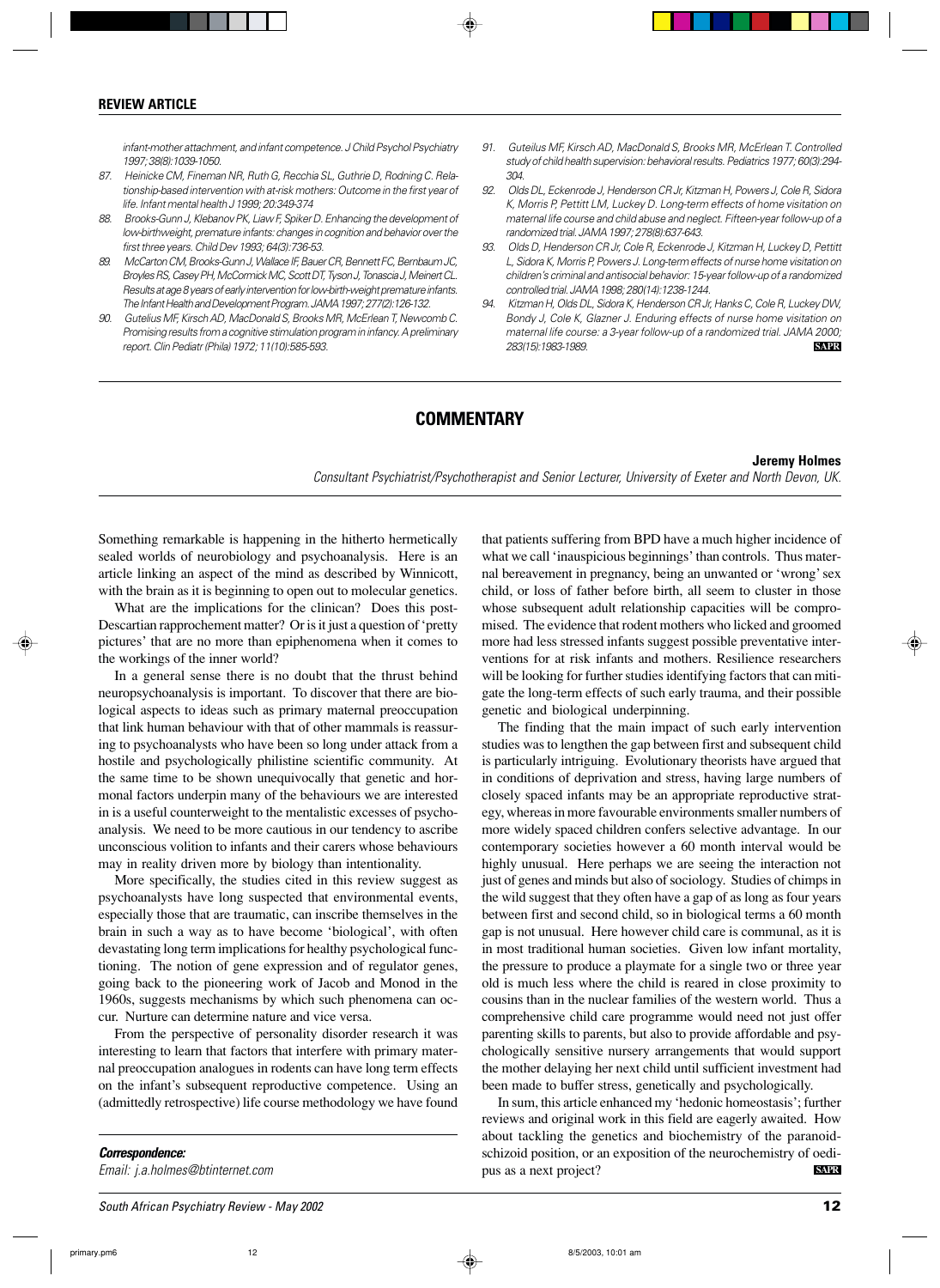infant-mother attachment, and infant competence. J Child Psychol Psychiatry 1997; 38(8):1039-1050.

87. Heinicke CM, Fineman NR, Ruth G, Recchia SL, Guthrie D, Rodning C. Relationship-based intervention with at-risk mothers: Outcome in the first year of life. Infant mental health J 1999; 20:349-374

88. Brooks-Gunn J, Klebanov PK, Liaw F, Spiker D. Enhancing the development of low-birthweight, premature infants: changes in cognition and behavior over the first three years. Child Dev 1993; 64(3):736-53.

89. McCarton CM, Brooks-Gunn J, Wallace IF, Bauer CR, Bennett FC, Bernbaum JC, Broyles RS, Casey PH, McCormick MC, Scott DT, Tyson J, Tonascia J, Meinert CL. Results at age 8 years of early intervention for low-birth-weight premature infants. The Infant Health and Development Program. JAMA 1997; 277(2):126-132.

90. Gutelius MF, Kirsch AD, MacDonald S, Brooks MR, McErlean T, Newcomb C. Promising results from a cognitive stimulation program in infancy. A preliminary report. Clin Pediatr (Phila) 1972; 11(10):585-593.

91. Guteilus MF, Kirsch AD, MacDonald S, Brooks MR, McErlean T. Controlled study of child health supervision: behavioral results. Pediatrics 1977; 60(3):294-304.

92. Olds DL, Eckenrode J, Henderson CR Jr, Kitzman H, Powers J, Cole R, Sidora K, Morris P, Pettitt LM, Luckey D. Long-term effects of home visitation on maternal life course and child abuse and neglect. Fifteen-year follow-up of a randomized trial. JAMA 1997; 278(8):637-643.

93. Olds D, Henderson CR Jr, Cole R, Eckenrode J, Kitzman H, Luckey D, Pettitt L, Sidora K, Morris P, Powers J. Long-term effects of nurse home visitation on children's criminal and antisocial behavior: 15-year follow-up of a randomized controlled trial. JAMA 1998; 280(14):1238-1244.

94. Kitzman H, Olds DL, Sidora K, Henderson CR Jr, Hanks C, Cole R, Luckey DW, Bondy J, Cole K, Glazner J. Enduring effects of nurse home visitation on maternal life course: a 3-year follow-up of a randomized trial. JAMA 2000; 283(15):1983-1989.

# COMMENTARY

**Jeremy Holmes**

*Consultant Psychiatrist/Psychotherapist and Senior Lecturer, University of Exeter and North Devon, UK.*

Something remarkable is happening in the hitherto hermetically sealed worlds of neurobiology and psychoanalysis. Here is an article linking an aspect of the mind as described by Winnicott, with the brain as it is beginning to open out to molecular genetics.

What are the implications for the clinican? Does this post-Descartian rapprochement matter? Or is it just a question of 'pretty pictures' that are no more than epiphenomena when it comes to the workings of the inner world?

In a general sense there is no doubt that the thrust behind neuropsychoanalysis is important. To discover that there are biological aspects to ideas such as primary maternal preoccupation that link human behaviour with that of other mammals is reassuring to psychoanalysts who have been so long under attack from a hostile and psychologically philistine scientific community. At the same time to be shown unequivocally that genetic and hormonal factors underpin many of the behaviours we are interested in is a useful counterweight to the mentalistic excesses of psychoanalysis. We need to be more cautious in our tendency to ascribe unconscious volition to infants and their carers whose behaviours may in reality driven more by biology than intentionality.

More specifically, the studies cited in this review suggest as psychoanalysts have long suspected that environmental events, especially those that are traumatic, can inscribe themselves in the brain in such a way as to have become 'biological', with often devastating long term implications for healthy psychological functioning. The notion of gene expression and of regulator genes, going back to the pioneering work of Jacob and Monod in the 1960s, suggests mechanisms by which such phenomena can occur. Nurture can determine nature and vice versa.

From the perspective of personality disorder research it was interesting to learn that factors that interfere with primary maternal preoccupation analogues in rodents can have long term effects on the infant's subsequent reproductive competence. Using an (admittedly retrospective) life course methodology we have found that patients suffering from BPD have a much higher incidence of what we call 'inauspicious beginnings' than controls. Thus maternal bereavement in pregnancy, being an unwanted or 'wrong' sex child, or loss of father before birth, all seem to cluster in those whose subsequent adult relationship capacities will be compromised. The evidence that rodent mothers who licked and groomed more had less stressed infants suggest possible preventative interventions for at risk infants and mothers. Resilience researchers will be looking for further studies identifying factors that can mitigate the long-term effects of such early trauma, and their possible genetic and biological underpinning.

The finding that the main impact of such early intervention studies was to lengthen the gap between first and subsequent child is particularly intriguing. Evolutionary theorists have argued that in conditions of deprivation and stress, having large numbers of closely spaced infants may be an appropriate reproductive strategy, whereas in more favourable environments smaller numbers of more widely spaced children confers selective advantage. In our contemporary societies however a 60 month interval would be highly unusual. Here perhaps we are seeing the interaction not just of genes and minds but also of sociology. Studies of chimps in the wild suggest that they often have a gap of as long as four years between first and second child, so in biological terms a 60 month gap is not unusual. Here however child care is communal, as it is in most traditional human societies. Given low infant mortality, the pressure to produce a playmate for a single two or three year old is much less where the child is reared in close proximity to cousins than in the nuclear families of the western world. Thus a comprehensive child care programme would need not just offer parenting skills to parents, but also to provide affordable and psychologically sensitive nursery arrangements that would support the mother delaying her next child until sufficient investment had been made to buffer stress, genetically and psychologically.

In sum, this article enhanced my 'hedonic homeostasis'; further reviews and original work in this field are eagerly awaited. How about tackling the genetics and biochemistry of the paranoid-schizoid position, or an exposition of the neurochemistry of oedipus as a next project?

***Correspondence:***

*Email: j.a.holmes@btinternet.com*